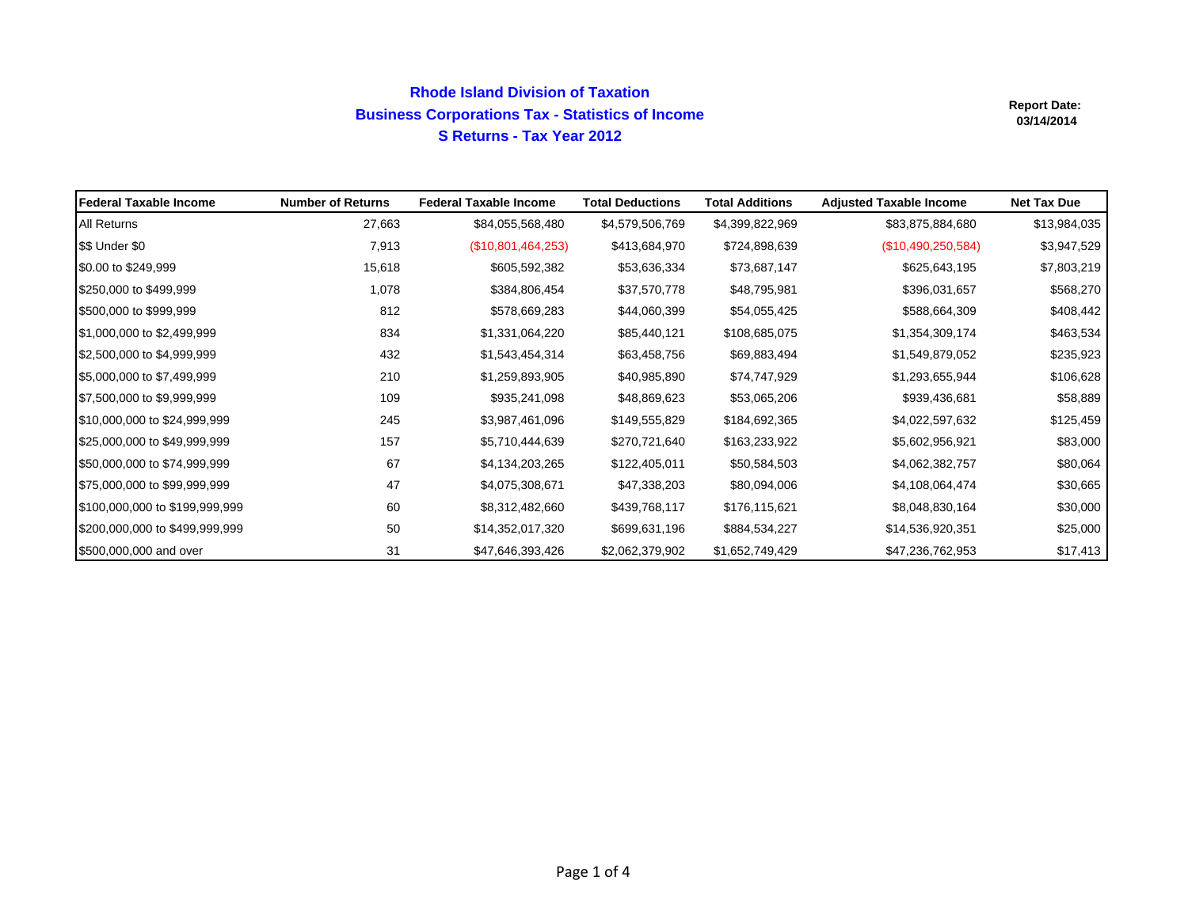# Rhode Island Division of Taxation
## Business Corporations Tax - Statistics of Income
## S Returns - Tax Year 2012

**Report Date: 03/14/2014**

| Federal Taxable Income | Number of Returns | Federal Taxable Income | Total Deductions | Total Additions | Adjusted Taxable Income | Net Tax Due |
|---|---|---|---|---|---|---|
| All Returns | 27,663 | $84,055,568,480 | $4,579,506,769 | $4,399,822,969 | $83,875,884,680 | $13,984,035 |
| $$ Under $0 | 7,913 | ($10,801,464,253) | $413,684,970 | $724,898,639 | ($10,490,250,584) | $3,947,529 |
| $0.00 to $249,999 | 15,618 | $605,592,382 | $53,636,334 | $73,687,147 | $625,643,195 | $7,803,219 |
| $250,000 to $499,999 | 1,078 | $384,806,454 | $37,570,778 | $48,795,981 | $396,031,657 | $568,270 |
| $500,000 to $999,999 | 812 | $578,669,283 | $44,060,399 | $54,055,425 | $588,664,309 | $408,442 |
| $1,000,000 to $2,499,999 | 834 | $1,331,064,220 | $85,440,121 | $108,685,075 | $1,354,309,174 | $463,534 |
| $2,500,000 to $4,999,999 | 432 | $1,543,454,314 | $63,458,756 | $69,883,494 | $1,549,879,052 | $235,923 |
| $5,000,000 to $7,499,999 | 210 | $1,259,893,905 | $40,985,890 | $74,747,929 | $1,293,655,944 | $106,628 |
| $7,500,000 to $9,999,999 | 109 | $935,241,098 | $48,869,623 | $53,065,206 | $939,436,681 | $58,889 |
| $10,000,000 to $24,999,999 | 245 | $3,987,461,096 | $149,555,829 | $184,692,365 | $4,022,597,632 | $125,459 |
| $25,000,000 to $49,999,999 | 157 | $5,710,444,639 | $270,721,640 | $163,233,922 | $5,602,956,921 | $83,000 |
| $50,000,000 to $74,999,999 | 67 | $4,134,203,265 | $122,405,011 | $50,584,503 | $4,062,382,757 | $80,064 |
| $75,000,000 to $99,999,999 | 47 | $4,075,308,671 | $47,338,203 | $80,094,006 | $4,108,064,474 | $30,665 |
| $100,000,000 to $199,999,999 | 60 | $8,312,482,660 | $439,768,117 | $176,115,621 | $8,048,830,164 | $30,000 |
| $200,000,000 to $499,999,999 | 50 | $14,352,017,320 | $699,631,196 | $884,534,227 | $14,536,920,351 | $25,000 |
| $500,000,000 and over | 31 | $47,646,393,426 | $2,062,379,902 | $1,652,749,429 | $47,236,762,953 | $17,413 |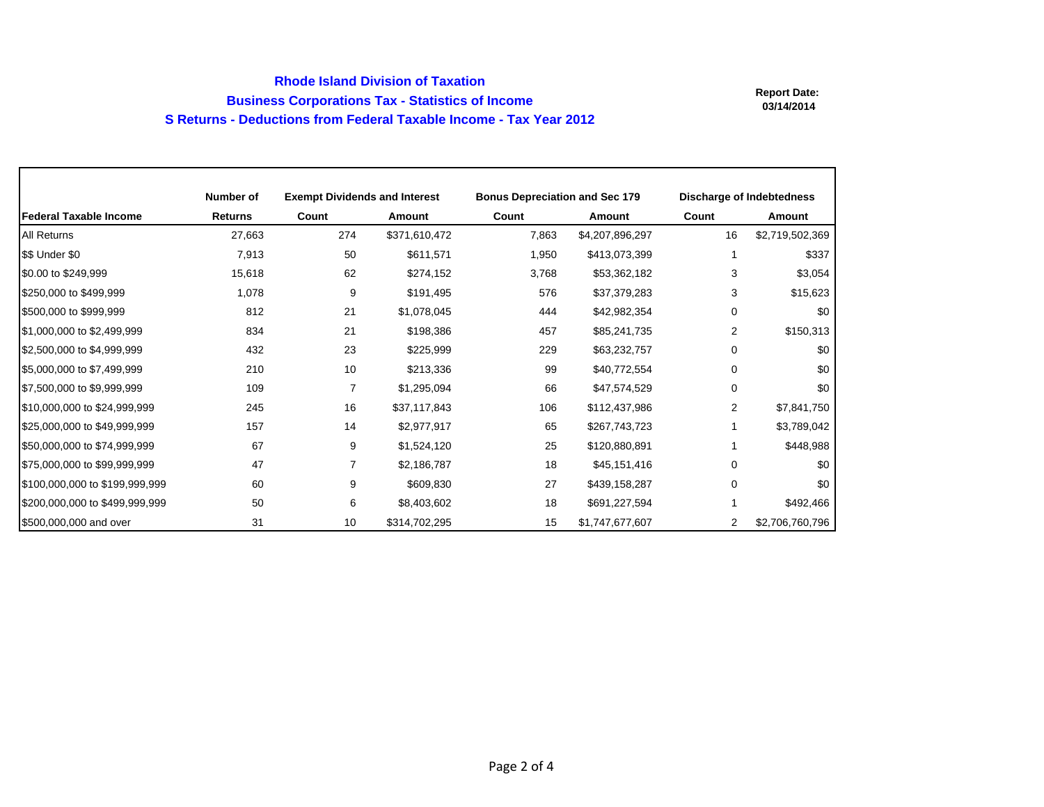# Rhode Island Division of Taxation

## Business Corporations Tax - Statistics of Income

## S Returns - Deductions from Federal Taxable Income - Tax Year 2012

**Report Date: 03/14/2014**

| | Number of | Exempt Dividends and Interest | | Bonus Depreciation and Sec 179 | | Discharge of Indebtedness | |
|---|---|---|---|---|---|---|---|
| **Federal Taxable Income** | **Returns** | **Count** | **Amount** | **Count** | **Amount** | **Count** | **Amount** |
| All Returns | 27,663 | 274 | $371,610,472 | 7,863 | $4,207,896,297 | 16 | $2,719,502,369 |
| $$ Under $0 | 7,913 | 50 | $611,571 | 1,950 | $413,073,399 | 1 | $337 |
| $0.00 to $249,999 | 15,618 | 62 | $274,152 | 3,768 | $53,362,182 | 3 | $3,054 |
| $250,000 to $499,999 | 1,078 | 9 | $191,495 | 576 | $37,379,283 | 3 | $15,623 |
| $500,000 to $999,999 | 812 | 21 | $1,078,045 | 444 | $42,982,354 | 0 | $0 |
| $1,000,000 to $2,499,999 | 834 | 21 | $198,386 | 457 | $85,241,735 | 2 | $150,313 |
| $2,500,000 to $4,999,999 | 432 | 23 | $225,999 | 229 | $63,232,757 | 0 | $0 |
| $5,000,000 to $7,499,999 | 210 | 10 | $213,336 | 99 | $40,772,554 | 0 | $0 |
| $7,500,000 to $9,999,999 | 109 | 7 | $1,295,094 | 66 | $47,574,529 | 0 | $0 |
| $10,000,000 to $24,999,999 | 245 | 16 | $37,117,843 | 106 | $112,437,986 | 2 | $7,841,750 |
| $25,000,000 to $49,999,999 | 157 | 14 | $2,977,917 | 65 | $267,743,723 | 1 | $3,789,042 |
| $50,000,000 to $74,999,999 | 67 | 9 | $1,524,120 | 25 | $120,880,891 | 1 | $448,988 |
| $75,000,000 to $99,999,999 | 47 | 7 | $2,186,787 | 18 | $45,151,416 | 0 | $0 |
| $100,000,000 to $199,999,999 | 60 | 9 | $609,830 | 27 | $439,158,287 | 0 | $0 |
| $200,000,000 to $499,999,999 | 50 | 6 | $8,403,602 | 18 | $691,227,594 | 1 | $492,466 |
| $500,000,000 and over | 31 | 10 | $314,702,295 | 15 | $1,747,677,607 | 2 | $2,706,760,796 |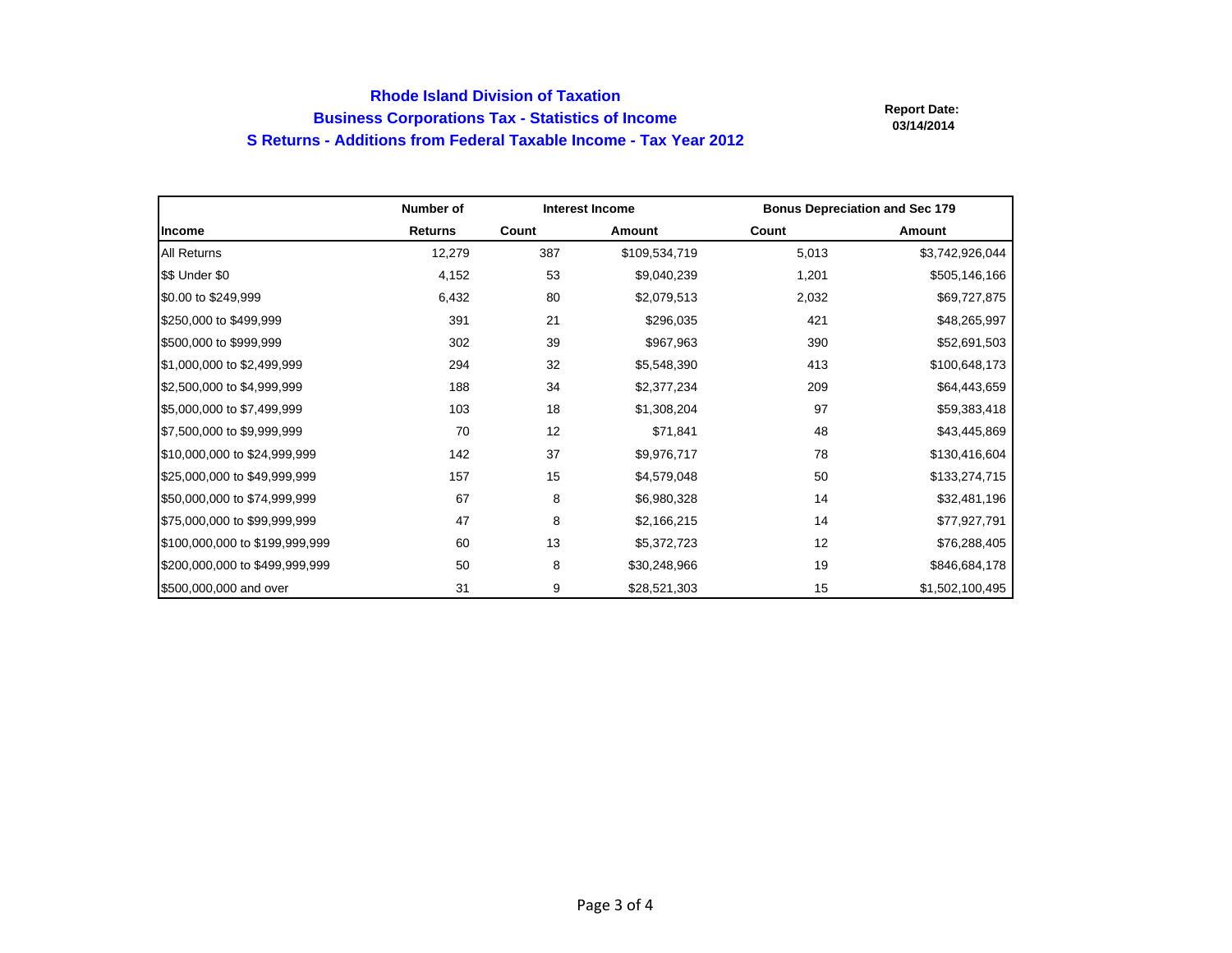# Rhode Island Division of Taxation

## Business Corporations Tax - Statistics of Income

## S Returns - Additions from Federal Taxable Income - Tax Year 2012

**Report Date:**
**03/14/2014**

| | Number of | Interest Income | | Bonus Depreciation and Sec 179 | |
|---|---|---|---|---|---|
| **Income** | **Returns** | **Count** | **Amount** | **Count** | **Amount** |
| All Returns | 12,279 | 387 | $109,534,719 | 5,013 | $3,742,926,044 |
| $$ Under $0 | 4,152 | 53 | $9,040,239 | 1,201 | $505,146,166 |
| $0.00 to $249,999 | 6,432 | 80 | $2,079,513 | 2,032 | $69,727,875 |
| $250,000 to $499,999 | 391 | 21 | $296,035 | 421 | $48,265,997 |
| $500,000 to $999,999 | 302 | 39 | $967,963 | 390 | $52,691,503 |
| $1,000,000 to $2,499,999 | 294 | 32 | $5,548,390 | 413 | $100,648,173 |
| $2,500,000 to $4,999,999 | 188 | 34 | $2,377,234 | 209 | $64,443,659 |
| $5,000,000 to $7,499,999 | 103 | 18 | $1,308,204 | 97 | $59,383,418 |
| $7,500,000 to $9,999,999 | 70 | 12 | $71,841 | 48 | $43,445,869 |
| $10,000,000 to $24,999,999 | 142 | 37 | $9,976,717 | 78 | $130,416,604 |
| $25,000,000 to $49,999,999 | 157 | 15 | $4,579,048 | 50 | $133,274,715 |
| $50,000,000 to $74,999,999 | 67 | 8 | $6,980,328 | 14 | $32,481,196 |
| $75,000,000 to $99,999,999 | 47 | 8 | $2,166,215 | 14 | $77,927,791 |
| $100,000,000 to $199,999,999 | 60 | 13 | $5,372,723 | 12 | $76,288,405 |
| $200,000,000 to $499,999,999 | 50 | 8 | $30,248,966 | 19 | $846,684,178 |
| $500,000,000 and over | 31 | 9 | $28,521,303 | 15 | $1,502,100,495 |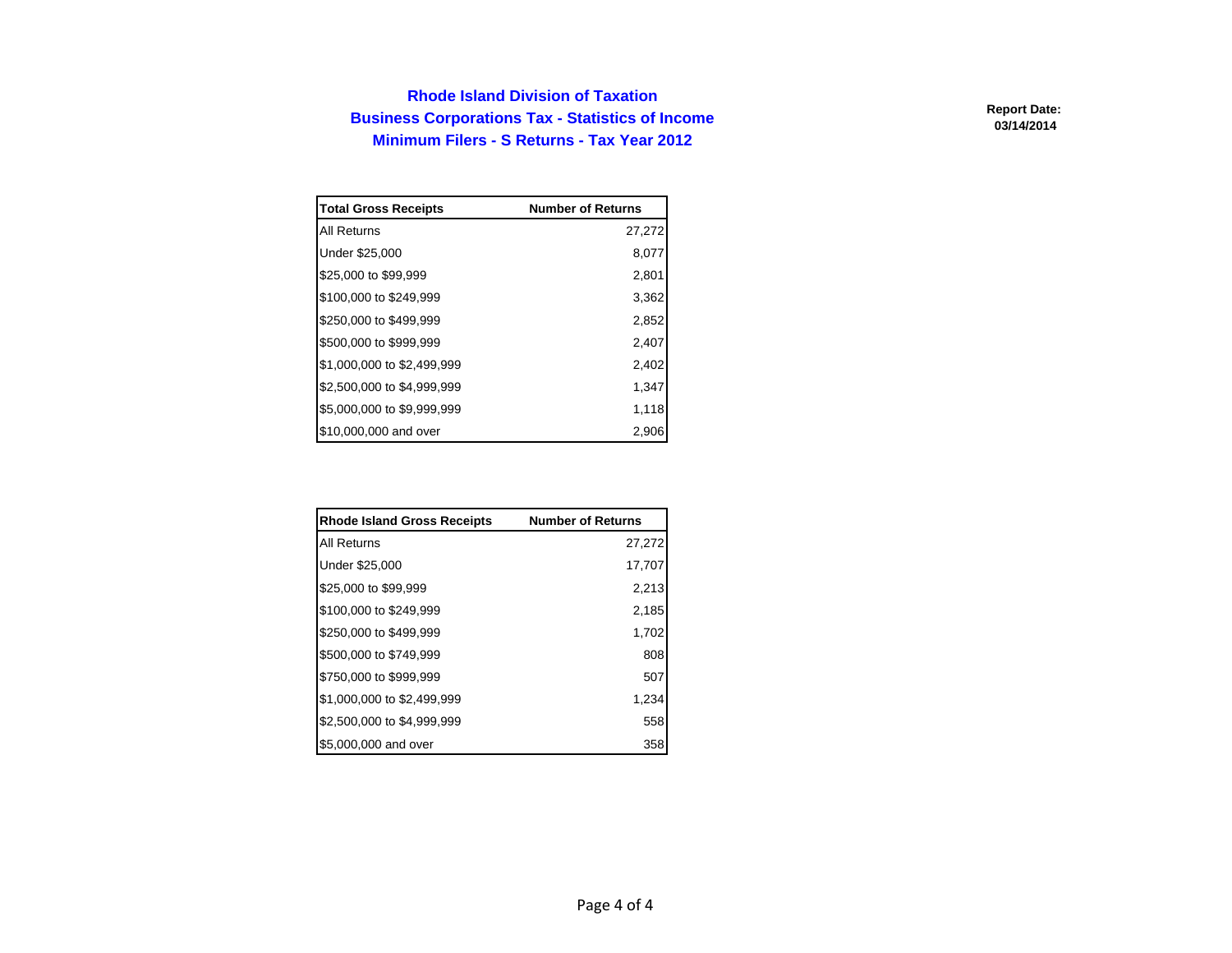# Rhode Island Division of Taxation
## Business Corporations Tax - Statistics of Income
## Minimum Filers - S Returns - Tax Year 2012

**Report Date:**
**03/14/2014**

| Total Gross Receipts | Number of Returns |
|---|---|
| All Returns | 27,272 |
| Under $25,000 | 8,077 |
| $25,000 to $99,999 | 2,801 |
| $100,000 to $249,999 | 3,362 |
| $250,000 to $499,999 | 2,852 |
| $500,000 to $999,999 | 2,407 |
| $1,000,000 to $2,499,999 | 2,402 |
| $2,500,000 to $4,999,999 | 1,347 |
| $5,000,000 to $9,999,999 | 1,118 |
| $10,000,000 and over | 2,906 |

| Rhode Island Gross Receipts | Number of Returns |
|---|---|
| All Returns | 27,272 |
| Under $25,000 | 17,707 |
| $25,000 to $99,999 | 2,213 |
| $100,000 to $249,999 | 2,185 |
| $250,000 to $499,999 | 1,702 |
| $500,000 to $749,999 | 808 |
| $750,000 to $999,999 | 507 |
| $1,000,000 to $2,499,999 | 1,234 |
| $2,500,000 to $4,999,999 | 558 |
| $5,000,000 and over | 358 |